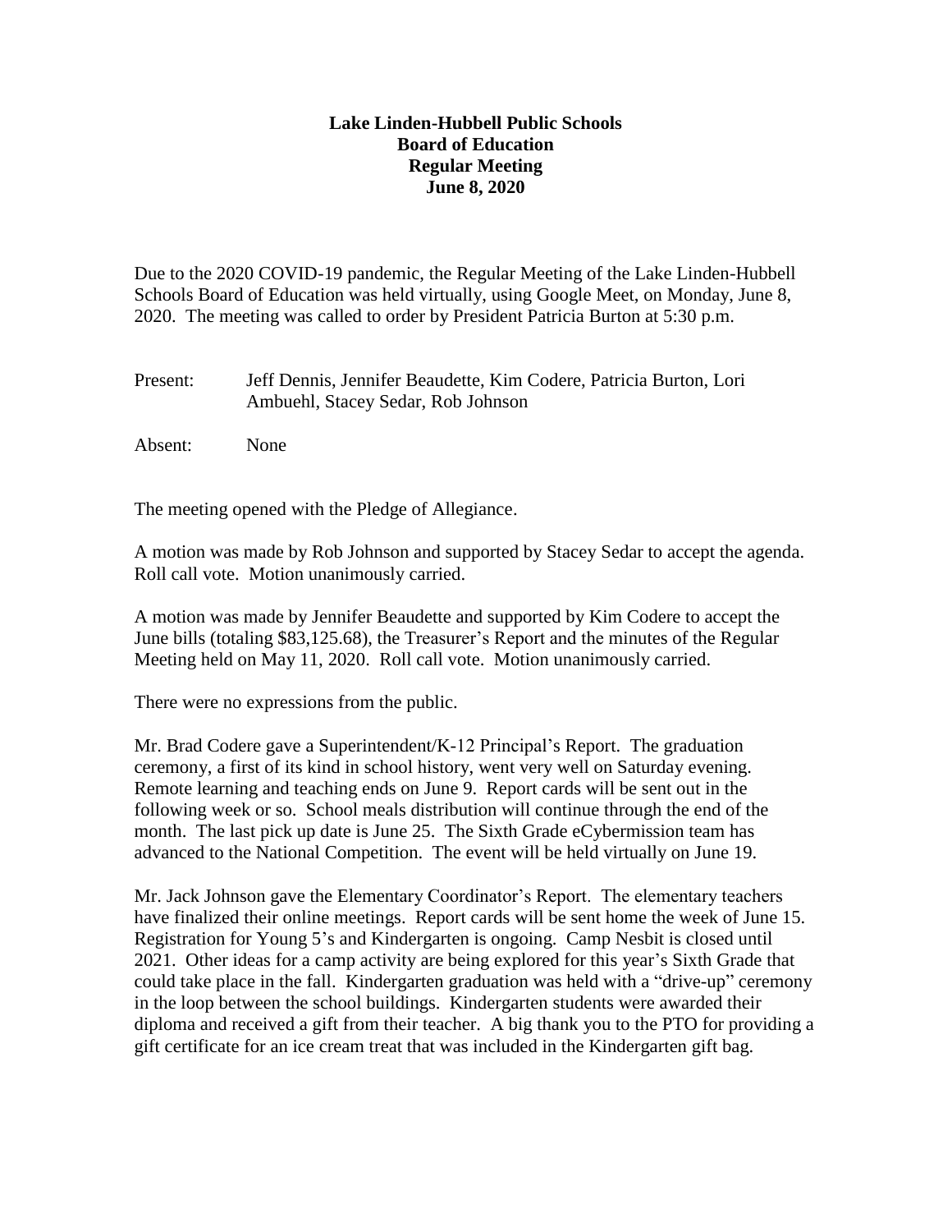**Lake Linden-Hubbell Public Schools**
**Board of Education**
**Regular Meeting**
**June 8, 2020**

Due to the 2020 COVID-19 pandemic, the Regular Meeting of the Lake Linden-Hubbell Schools Board of Education was held virtually, using Google Meet, on Monday, June 8, 2020. The meeting was called to order by President Patricia Burton at 5:30 p.m.

Present: Jeff Dennis, Jennifer Beaudette, Kim Codere, Patricia Burton, Lori Ambuehl, Stacey Sedar, Rob Johnson

Absent: None

The meeting opened with the Pledge of Allegiance.

A motion was made by Rob Johnson and supported by Stacey Sedar to accept the agenda. Roll call vote. Motion unanimously carried.

A motion was made by Jennifer Beaudette and supported by Kim Codere to accept the June bills (totaling $83,125.68), the Treasurer's Report and the minutes of the Regular Meeting held on May 11, 2020. Roll call vote. Motion unanimously carried.

There were no expressions from the public.

Mr. Brad Codere gave a Superintendent/K-12 Principal's Report. The graduation ceremony, a first of its kind in school history, went very well on Saturday evening. Remote learning and teaching ends on June 9. Report cards will be sent out in the following week or so. School meals distribution will continue through the end of the month. The last pick up date is June 25. The Sixth Grade eCybermission team has advanced to the National Competition. The event will be held virtually on June 19.

Mr. Jack Johnson gave the Elementary Coordinator's Report. The elementary teachers have finalized their online meetings. Report cards will be sent home the week of June 15. Registration for Young 5's and Kindergarten is ongoing. Camp Nesbit is closed until 2021. Other ideas for a camp activity are being explored for this year's Sixth Grade that could take place in the fall. Kindergarten graduation was held with a "drive-up" ceremony in the loop between the school buildings. Kindergarten students were awarded their diploma and received a gift from their teacher. A big thank you to the PTO for providing a gift certificate for an ice cream treat that was included in the Kindergarten gift bag.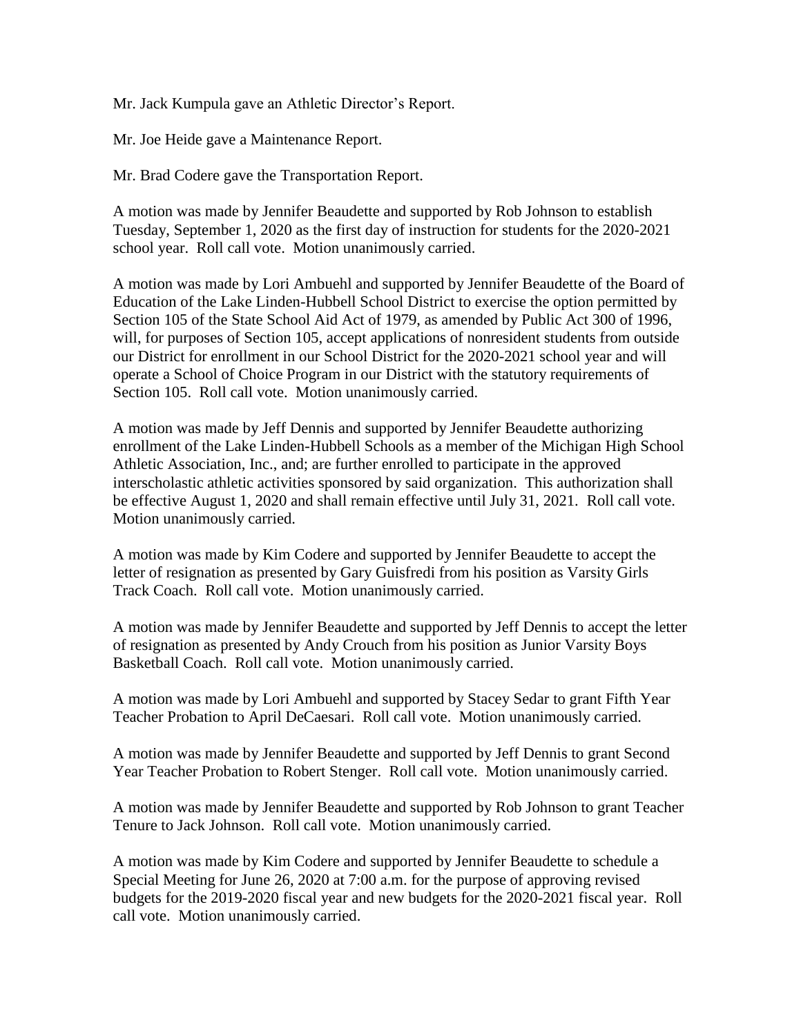Mr. Jack Kumpula gave an Athletic Director's Report.

Mr. Joe Heide gave a Maintenance Report.

Mr. Brad Codere gave the Transportation Report.

A motion was made by Jennifer Beaudette and supported by Rob Johnson to establish Tuesday, September 1, 2020 as the first day of instruction for students for the 2020-2021 school year. Roll call vote. Motion unanimously carried.

A motion was made by Lori Ambuehl and supported by Jennifer Beaudette of the Board of Education of the Lake Linden-Hubbell School District to exercise the option permitted by Section 105 of the State School Aid Act of 1979, as amended by Public Act 300 of 1996, will, for purposes of Section 105, accept applications of nonresident students from outside our District for enrollment in our School District for the 2020-2021 school year and will operate a School of Choice Program in our District with the statutory requirements of Section 105. Roll call vote. Motion unanimously carried.

A motion was made by Jeff Dennis and supported by Jennifer Beaudette authorizing enrollment of the Lake Linden-Hubbell Schools as a member of the Michigan High School Athletic Association, Inc., and; are further enrolled to participate in the approved interscholastic athletic activities sponsored by said organization. This authorization shall be effective August 1, 2020 and shall remain effective until July 31, 2021. Roll call vote. Motion unanimously carried.

A motion was made by Kim Codere and supported by Jennifer Beaudette to accept the letter of resignation as presented by Gary Guisfredi from his position as Varsity Girls Track Coach. Roll call vote. Motion unanimously carried.

A motion was made by Jennifer Beaudette and supported by Jeff Dennis to accept the letter of resignation as presented by Andy Crouch from his position as Junior Varsity Boys Basketball Coach. Roll call vote. Motion unanimously carried.

A motion was made by Lori Ambuehl and supported by Stacey Sedar to grant Fifth Year Teacher Probation to April DeCaesari. Roll call vote. Motion unanimously carried.

A motion was made by Jennifer Beaudette and supported by Jeff Dennis to grant Second Year Teacher Probation to Robert Stenger. Roll call vote. Motion unanimously carried.

A motion was made by Jennifer Beaudette and supported by Rob Johnson to grant Teacher Tenure to Jack Johnson. Roll call vote. Motion unanimously carried.

A motion was made by Kim Codere and supported by Jennifer Beaudette to schedule a Special Meeting for June 26, 2020 at 7:00 a.m. for the purpose of approving revised budgets for the 2019-2020 fiscal year and new budgets for the 2020-2021 fiscal year. Roll call vote. Motion unanimously carried.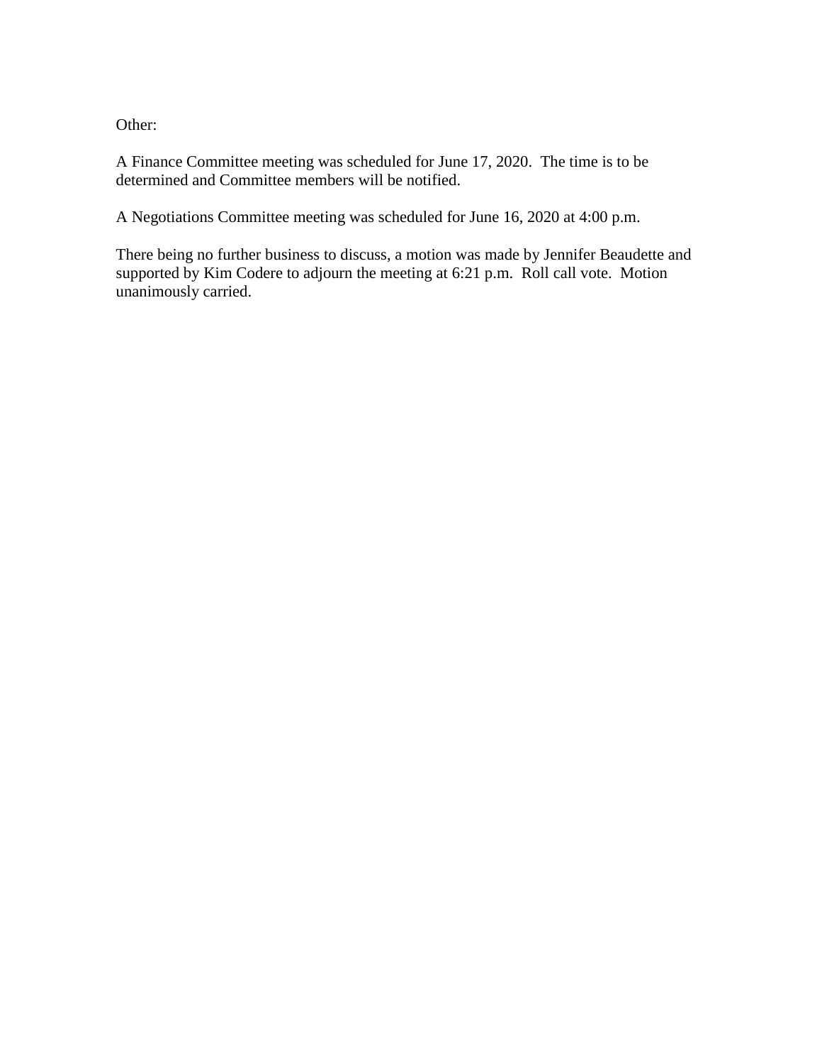Other:

A Finance Committee meeting was scheduled for June 17, 2020. The time is to be determined and Committee members will be notified.

A Negotiations Committee meeting was scheduled for June 16, 2020 at 4:00 p.m.

There being no further business to discuss, a motion was made by Jennifer Beaudette and supported by Kim Codere to adjourn the meeting at 6:21 p.m. Roll call vote. Motion unanimously carried.